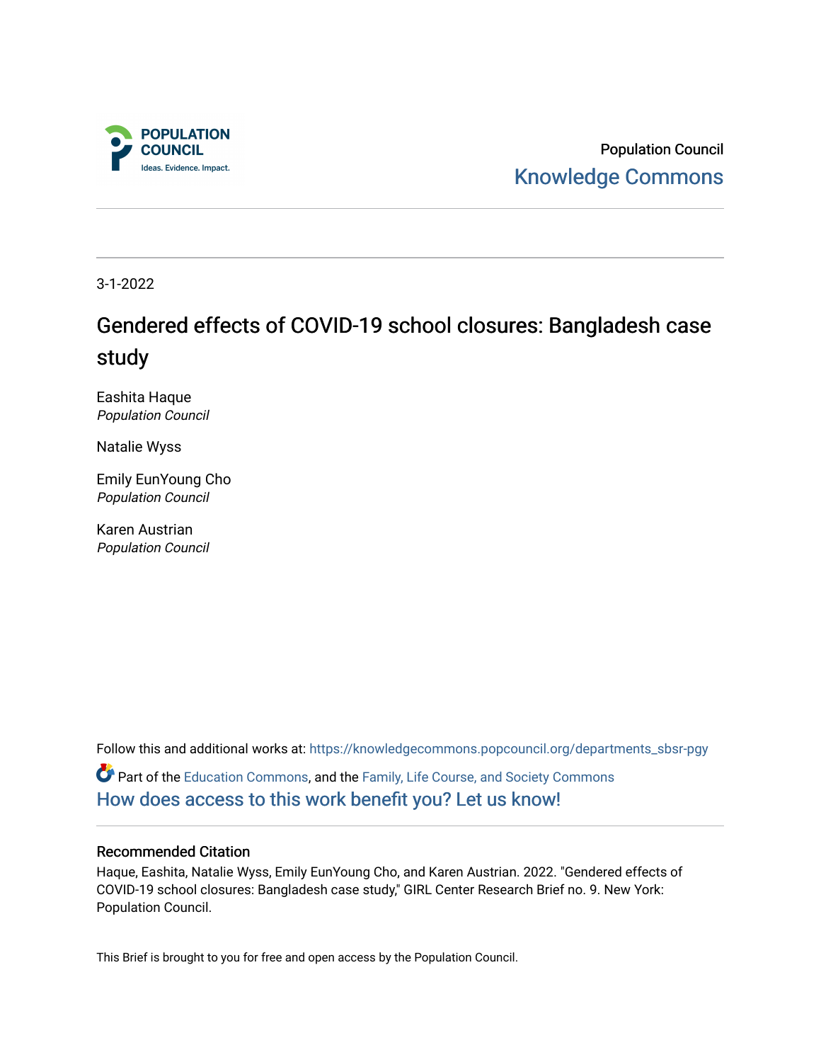Population Council

Knowledge Commons

3-1-2022

# Gendered effects of COVID-19 school closures: Bangladesh case study

Eashita Haque
*Population Council*

Natalie Wyss

Emily EunYoung Cho
*Population Council*

Karen Austrian
*Population Council*

Follow this and additional works at: https://knowledgecommons.popcouncil.org/departments_sbsr-pgy

Part of the Education Commons, and the Family, Life Course, and Society Commons

How does access to this work benefit you? Let us know!

## Recommended Citation

Haque, Eashita, Natalie Wyss, Emily EunYoung Cho, and Karen Austrian. 2022. "Gendered effects of COVID-19 school closures: Bangladesh case study," GIRL Center Research Brief no. 9. New York: Population Council.

This Brief is brought to you for free and open access by the Population Council.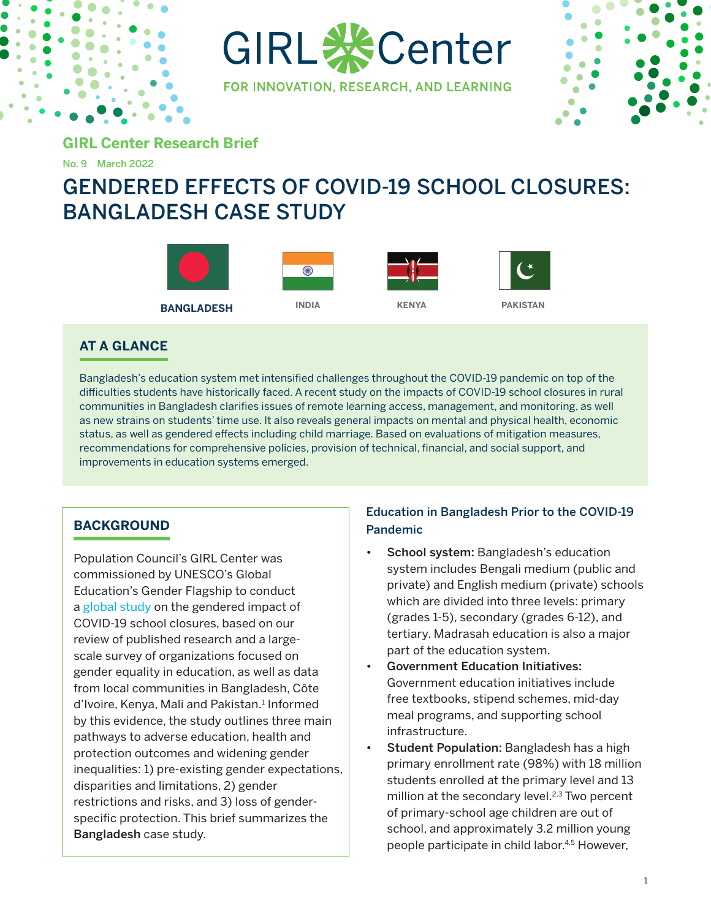GIRL Center

FOR INNOVATION, RESEARCH, AND LEARNING

## GIRL Center Research Brief

No. 9 March 2022

# GENDERED EFFECTS OF COVID-19 SCHOOL CLOSURES: BANGLADESH CASE STUDY

**BANGLADESH** INDIA KENYA PAKISTAN

## AT A GLANCE

Bangladesh's education system met intensified challenges throughout the COVID-19 pandemic on top of the difficulties students have historically faced. A recent study on the impacts of COVID-19 school closures in rural communities in Bangladesh clarifies issues of remote learning access, management, and monitoring, as well as new strains on students' time use. It also reveals general impacts on mental and physical health, economic status, as well as gendered effects including child marriage. Based on evaluations of mitigation measures, recommendations for comprehensive policies, provision of technical, financial, and social support, and improvements in education systems emerged.

## BACKGROUND

Population Council's GIRL Center was commissioned by UNESCO's Global Education's Gender Flagship to conduct a global study on the gendered impact of COVID-19 school closures, based on our review of published research and a large-scale survey of organizations focused on gender equality in education, as well as data from local communities in Bangladesh, Côte d'Ivoire, Kenya, Mali and Pakistan.[1] Informed by this evidence, the study outlines three main pathways to adverse education, health and protection outcomes and widening gender inequalities: 1) pre-existing gender expectations, disparities and limitations, 2) gender restrictions and risks, and 3) loss of gender-specific protection. This brief summarizes the **Bangladesh** case study.

### Education in Bangladesh Prior to the COVID-19 Pandemic

- **School system:** Bangladesh's education system includes Bengali medium (public and private) and English medium (private) schools which are divided into three levels: primary (grades 1-5), secondary (grades 6-12), and tertiary. Madrasah education is also a major part of the education system.
- **Government Education Initiatives:** Government education initiatives include free textbooks, stipend schemes, mid-day meal programs, and supporting school infrastructure.
- **Student Population:** Bangladesh has a high primary enrollment rate (98%) with 18 million students enrolled at the primary level and 13 million at the secondary level.[2,3] Two percent of primary-school age children are out of school, and approximately 3.2 million young people participate in child labor.[4,5] However,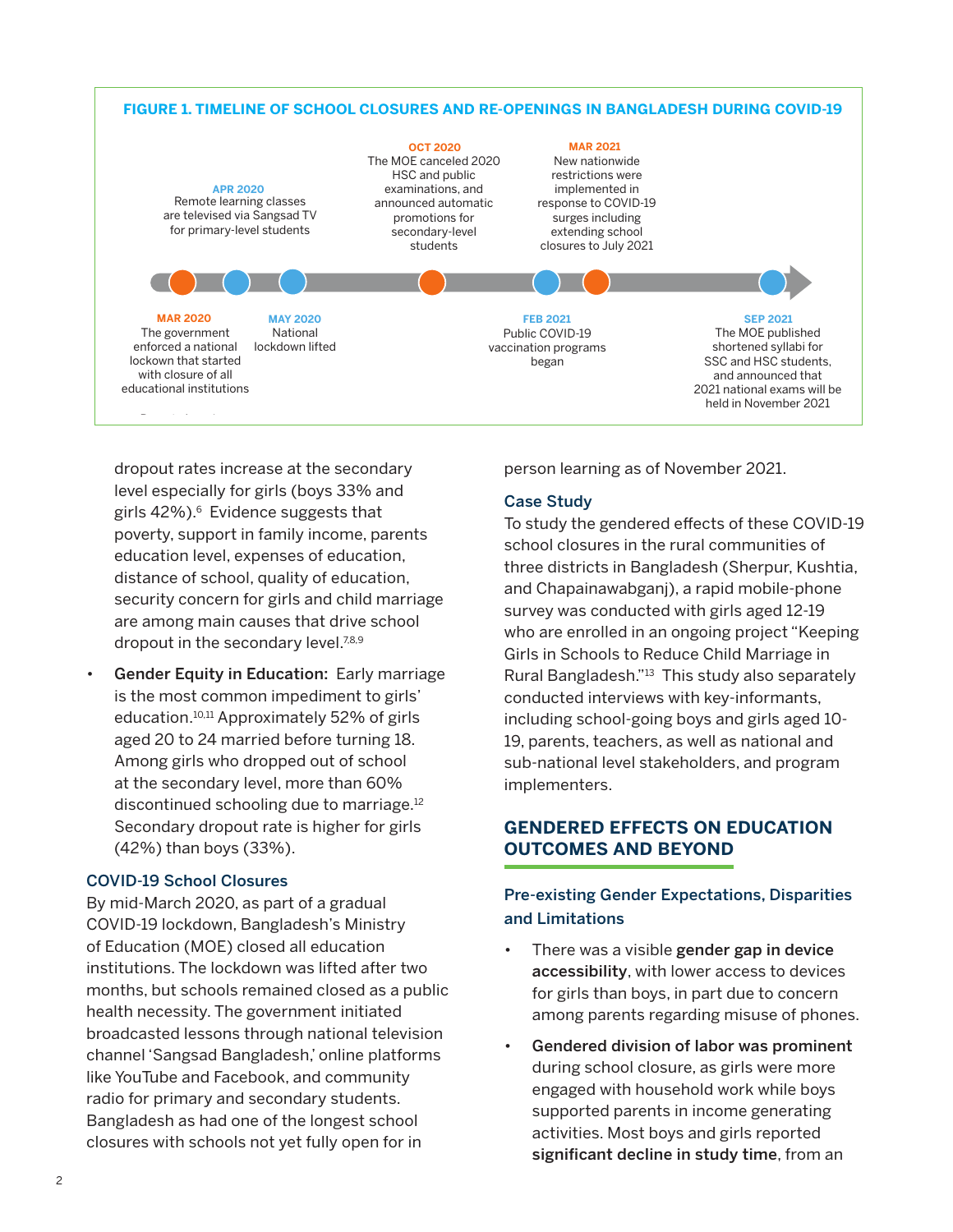**FIGURE 1. TIMELINE OF SCHOOL CLOSURES AND RE-OPENINGS IN BANGLADESH DURING COVID-19**

- **MAR 2020** The government enforced a national lockdown that started with closure of all educational institutions
- **APR 2020** Remote learning classes are televised via Sangsad TV for primary-level students
- **MAY 2020** National lockdown lifted
- **OCT 2020** The MOE canceled 2020 HSC and public examinations, and announced automatic promotions for secondary-level students
- **FEB 2021** Public COVID-19 vaccination programs began
- **MAR 2021** New nationwide restrictions were implemented in response to COVID-19 surges including extending school closures to July 2021
- **SEP 2021** The MOE published shortened syllabi for SSC and HSC students, and announced that 2021 national exams will be held in November 2021

dropout rates increase at the secondary level especially for girls (boys 33% and girls 42%).[6] Evidence suggests that poverty, support in family income, parents education level, expenses of education, distance of school, quality of education, security concern for girls and child marriage are among main causes that drive school dropout in the secondary level.[7,8,9]

- **Gender Equity in Education:** Early marriage is the most common impediment to girls' education.[10,11] Approximately 52% of girls aged 20 to 24 married before turning 18. Among girls who dropped out of school at the secondary level, more than 60% discontinued schooling due to marriage.[12] Secondary dropout rate is higher for girls (42%) than boys (33%).

### COVID-19 School Closures

By mid-March 2020, as part of a gradual COVID-19 lockdown, Bangladesh's Ministry of Education (MOE) closed all education institutions. The lockdown was lifted after two months, but schools remained closed as a public health necessity. The government initiated broadcasted lessons through national television channel 'Sangsad Bangladesh,' online platforms like YouTube and Facebook, and community radio for primary and secondary students. Bangladesh as had one of the longest school closures with schools not yet fully open for in person learning as of November 2021.

### Case Study

To study the gendered effects of these COVID-19 school closures in the rural communities of three districts in Bangladesh (Sherpur, Kushtia, and Chapainawabganj), a rapid mobile-phone survey was conducted with girls aged 12-19 who are enrolled in an ongoing project "Keeping Girls in Schools to Reduce Child Marriage in Rural Bangladesh."[13] This study also separately conducted interviews with key-informants, including school-going boys and girls aged 10-19, parents, teachers, as well as national and sub-national level stakeholders, and program implementers.

## GENDERED EFFECTS ON EDUCATION OUTCOMES AND BEYOND

### Pre-existing Gender Expectations, Disparities and Limitations

- There was a visible **gender gap in device accessibility**, with lower access to devices for girls than boys, in part due to concern among parents regarding misuse of phones.
- **Gendered division of labor was prominent** during school closure, as girls were more engaged with household work while boys supported parents in income generating activities. Most boys and girls reported **significant decline in study time**, from an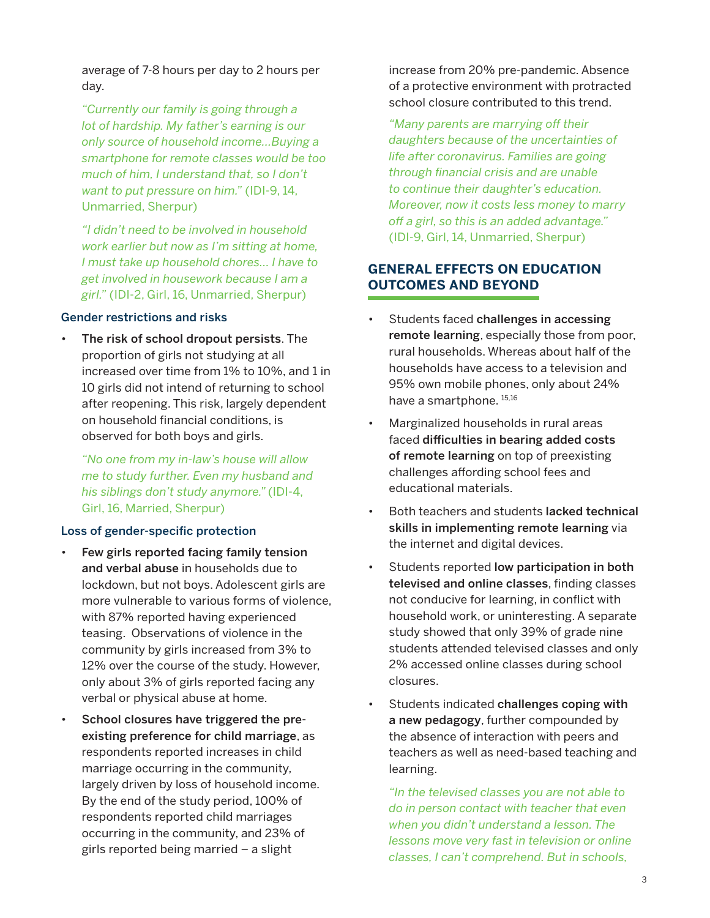average of 7-8 hours per day to 2 hours per day.

*"Currently our family is going through a lot of hardship. My father's earning is our only source of household income…Buying a smartphone for remote classes would be too much of him, I understand that, so I don't want to put pressure on him."* (IDI-9, 14, Unmarried, Sherpur)

*"I didn't need to be involved in household work earlier but now as I'm sitting at home, I must take up household chores… I have to get involved in housework because I am a girl."* (IDI-2, Girl, 16, Unmarried, Sherpur)

### Gender restrictions and risks

- **The risk of school dropout persists**. The proportion of girls not studying at all increased over time from 1% to 10%, and 1 in 10 girls did not intend of returning to school after reopening. This risk, largely dependent on household financial conditions, is observed for both boys and girls.

  *"No one from my in-law's house will allow me to study further. Even my husband and his siblings don't study anymore."* (IDI-4, Girl, 16, Married, Sherpur)

### Loss of gender-specific protection

- **Few girls reported facing family tension and verbal abuse** in households due to lockdown, but not boys. Adolescent girls are more vulnerable to various forms of violence, with 87% reported having experienced teasing. Observations of violence in the community by girls increased from 3% to 12% over the course of the study. However, only about 3% of girls reported facing any verbal or physical abuse at home.
- **School closures have triggered the pre-existing preference for child marriage**, as respondents reported increases in child marriage occurring in the community, largely driven by loss of household income. By the end of the study period, 100% of respondents reported child marriages occurring in the community, and 23% of girls reported being married – a slight increase from 20% pre-pandemic. Absence of a protective environment with protracted school closure contributed to this trend.

  *"Many parents are marrying off their daughters because of the uncertainties of life after coronavirus. Families are going through financial crisis and are unable to continue their daughter's education. Moreover, now it costs less money to marry off a girl, so this is an added advantage."* (IDI-9, Girl, 14, Unmarried, Sherpur)

## GENERAL EFFECTS ON EDUCATION OUTCOMES AND BEYOND

- Students faced **challenges in accessing remote learning**, especially those from poor, rural households. Whereas about half of the households have access to a television and 95% own mobile phones, only about 24% have a smartphone. [15,16]
- Marginalized households in rural areas faced **difficulties in bearing added costs of remote learning** on top of preexisting challenges affording school fees and educational materials.
- Both teachers and students **lacked technical skills in implementing remote learning** via the internet and digital devices.
- Students reported **low participation in both televised and online classes**, finding classes not conducive for learning, in conflict with household work, or uninteresting. A separate study showed that only 39% of grade nine students attended televised classes and only 2% accessed online classes during school closures.
- Students indicated **challenges coping with a new pedagogy**, further compounded by the absence of interaction with peers and teachers as well as need-based teaching and learning.

  *"In the televised classes you are not able to do in person contact with teacher that even when you didn't understand a lesson. The lessons move very fast in television or online classes, I can't comprehend. But in schools,*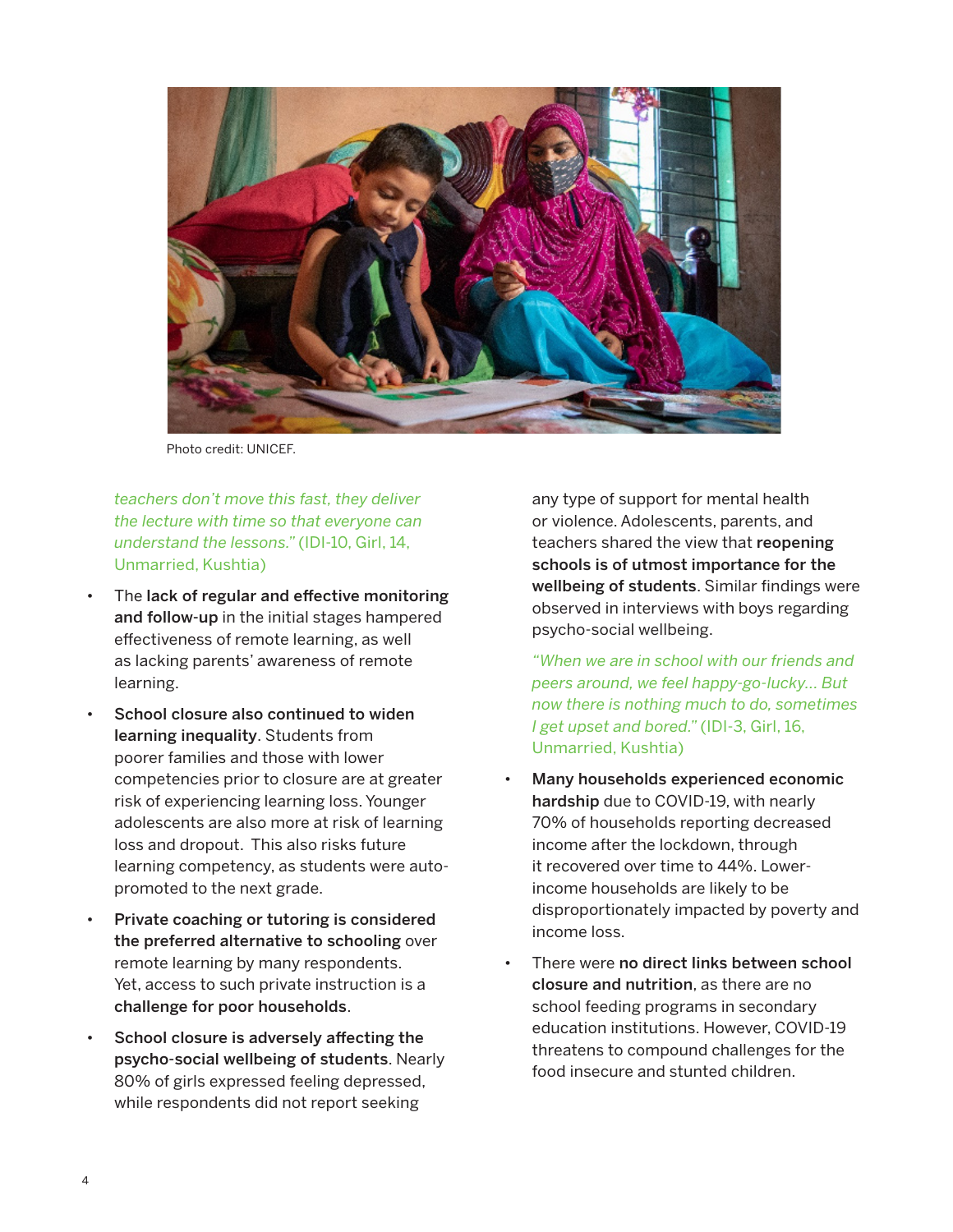Photo credit: UNICEF.

*teachers don't move this fast, they deliver the lecture with time so that everyone can understand the lessons."* (IDI-10, Girl, 14, Unmarried, Kushtia)

- The **lack of regular and effective monitoring and follow-up** in the initial stages hampered effectiveness of remote learning, as well as lacking parents' awareness of remote learning.
- **School closure also continued to widen learning inequality**. Students from poorer families and those with lower competencies prior to closure are at greater risk of experiencing learning loss. Younger adolescents are also more at risk of learning loss and dropout. This also risks future learning competency, as students were auto-promoted to the next grade.
- **Private coaching or tutoring is considered the preferred alternative to schooling** over remote learning by many respondents. Yet, access to such private instruction is a **challenge for poor households**.
- **School closure is adversely affecting the psycho-social wellbeing of students**. Nearly 80% of girls expressed feeling depressed, while respondents did not report seeking any type of support for mental health or violence. Adolescents, parents, and teachers shared the view that **reopening schools is of utmost importance for the wellbeing of students**. Similar findings were observed in interviews with boys regarding psycho-social wellbeing.

*"When we are in school with our friends and peers around, we feel happy-go-lucky... But now there is nothing much to do, sometimes I get upset and bored."* (IDI-3, Girl, 16, Unmarried, Kushtia)

- **Many households experienced economic hardship** due to COVID-19, with nearly 70% of households reporting decreased income after the lockdown, through it recovered over time to 44%. Lower-income households are likely to be disproportionately impacted by poverty and income loss.
- There were **no direct links between school closure and nutrition**, as there are no school feeding programs in secondary education institutions. However, COVID-19 threatens to compound challenges for the food insecure and stunted children.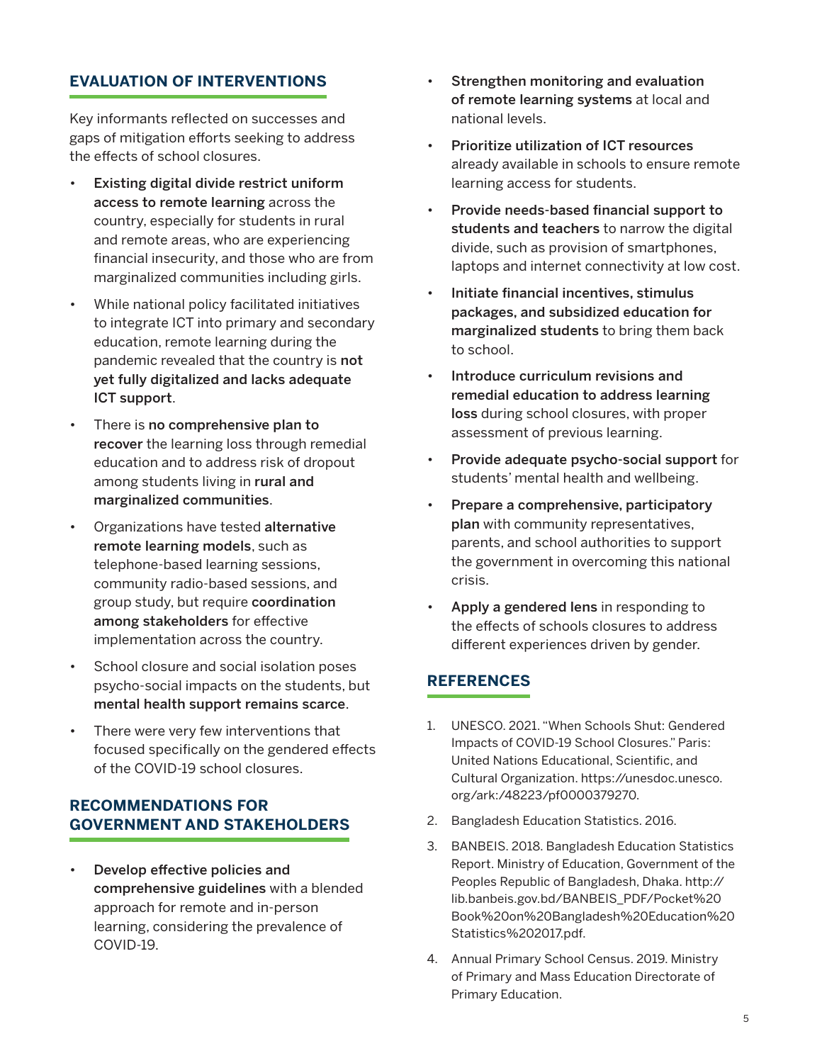## EVALUATION OF INTERVENTIONS

Key informants reflected on successes and gaps of mitigation efforts seeking to address the effects of school closures.

- **Existing digital divide restrict uniform access to remote learning** across the country, especially for students in rural and remote areas, who are experiencing financial insecurity, and those who are from marginalized communities including girls.
- While national policy facilitated initiatives to integrate ICT into primary and secondary education, remote learning during the pandemic revealed that the country is **not yet fully digitalized and lacks adequate ICT support**.
- There is **no comprehensive plan to recover** the learning loss through remedial education and to address risk of dropout among students living in **rural and marginalized communities**.
- Organizations have tested **alternative remote learning models**, such as telephone-based learning sessions, community radio-based sessions, and group study, but require **coordination among stakeholders** for effective implementation across the country.
- School closure and social isolation poses psycho-social impacts on the students, but **mental health support remains scarce**.
- There were very few interventions that focused specifically on the gendered effects of the COVID-19 school closures.

## RECOMMENDATIONS FOR GOVERNMENT AND STAKEHOLDERS

- **Develop effective policies and comprehensive guidelines** with a blended approach for remote and in-person learning, considering the prevalence of COVID-19.
- **Strengthen monitoring and evaluation of remote learning systems** at local and national levels.
- **Prioritize utilization of ICT resources** already available in schools to ensure remote learning access for students.
- **Provide needs-based financial support to students and teachers** to narrow the digital divide, such as provision of smartphones, laptops and internet connectivity at low cost.
- **Initiate financial incentives, stimulus packages, and subsidized education for marginalized students** to bring them back to school.
- **Introduce curriculum revisions and remedial education to address learning loss** during school closures, with proper assessment of previous learning.
- **Provide adequate psycho-social support** for students' mental health and wellbeing.
- **Prepare a comprehensive, participatory plan** with community representatives, parents, and school authorities to support the government in overcoming this national crisis.
- **Apply a gendered lens** in responding to the effects of schools closures to address different experiences driven by gender.

## REFERENCES

1. UNESCO. 2021. "When Schools Shut: Gendered Impacts of COVID-19 School Closures." Paris: United Nations Educational, Scientific, and Cultural Organization. https://unesdoc.unesco.org/ark:/48223/pf0000379270.
2. Bangladesh Education Statistics. 2016.
3. BANBEIS. 2018. Bangladesh Education Statistics Report. Ministry of Education, Government of the Peoples Republic of Bangladesh, Dhaka. http://lib.banbeis.gov.bd/BANBEIS_PDF/Pocket%20Book%20on%20Bangladesh%20Education%20Statistics%202017.pdf.
4. Annual Primary School Census. 2019. Ministry of Primary and Mass Education Directorate of Primary Education.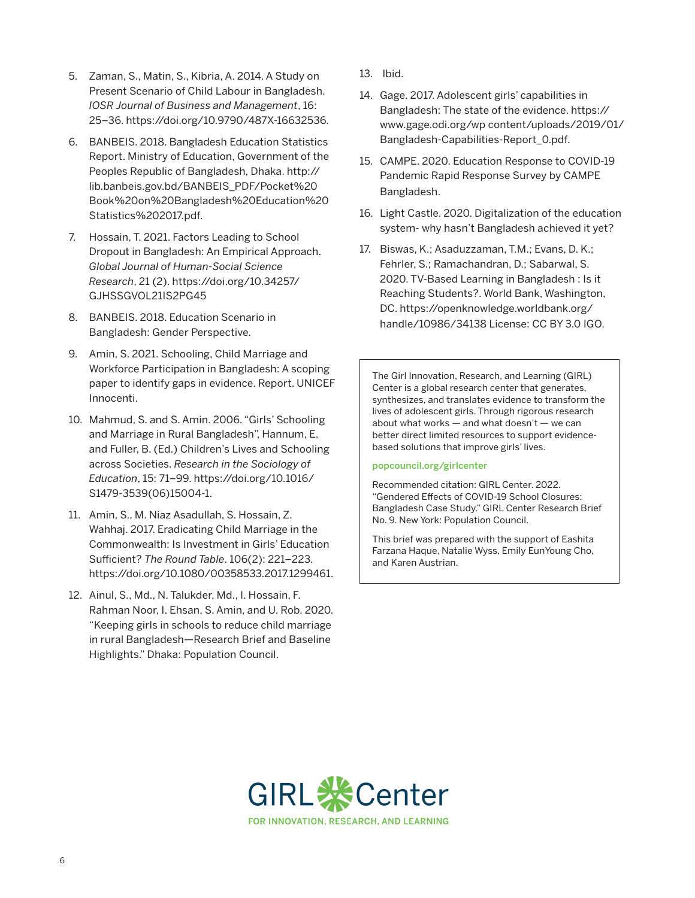5. Zaman, S., Matin, S., Kibria, A. 2014. A Study on Present Scenario of Child Labour in Bangladesh. *IOSR Journal of Business and Management*, 16: 25–36. https://doi.org/10.9790/487X-16632536.

6. BANBEIS. 2018. Bangladesh Education Statistics Report. Ministry of Education, Government of the Peoples Republic of Bangladesh, Dhaka. http://lib.banbeis.gov.bd/BANBEIS_PDF/Pocket%20Book%20on%20Bangladesh%20Education%20Statistics%202017.pdf.

7. Hossain, T. 2021. Factors Leading to School Dropout in Bangladesh: An Empirical Approach. *Global Journal of Human-Social Science Research*, 21 (2). https://doi.org/10.34257/GJHSSGVOL21IS2PG45

8. BANBEIS. 2018. Education Scenario in Bangladesh: Gender Perspective.

9. Amin, S. 2021. Schooling, Child Marriage and Workforce Participation in Bangladesh: A scoping paper to identify gaps in evidence. Report. UNICEF Innocenti.

10. Mahmud, S. and S. Amin. 2006. "Girls' Schooling and Marriage in Rural Bangladesh", Hannum, E. and Fuller, B. (Ed.) Children's Lives and Schooling across Societies. *Research in the Sociology of Education*, 15: 71–99. https://doi.org/10.1016/S1479-3539(06)15004-1.

11. Amin, S., M. Niaz Asadullah, S. Hossain, Z. Wahhaj. 2017. Eradicating Child Marriage in the Commonwealth: Is Investment in Girls' Education Sufficient? *The Round Table*. 106(2): 221–223. https://doi.org/10.1080/00358533.2017.1299461.

12. Ainul, S., Md., N. Talukder, Md., I. Hossain, F. Rahman Noor, I. Ehsan, S. Amin, and U. Rob. 2020. "Keeping girls in schools to reduce child marriage in rural Bangladesh—Research Brief and Baseline Highlights." Dhaka: Population Council.

13. Ibid.

14. Gage. 2017. Adolescent girls' capabilities in Bangladesh: The state of the evidence. https://www.gage.odi.org/wp content/uploads/2019/01/Bangladesh-Capabilities-Report_0.pdf.

15. CAMPE. 2020. Education Response to COVID-19 Pandemic Rapid Response Survey by CAMPE Bangladesh.

16. Light Castle. 2020. Digitalization of the education system- why hasn't Bangladesh achieved it yet?

17. Biswas, K.; Asaduzzaman, T.M.; Evans, D. K.; Fehrler, S.; Ramachandran, D.; Sabarwal, S. 2020. TV-Based Learning in Bangladesh : Is it Reaching Students?. World Bank, Washington, DC. https://openknowledge.worldbank.org/handle/10986/34138 License: CC BY 3.0 IGO.

The Girl Innovation, Research, and Learning (GIRL) Center is a global research center that generates, synthesizes, and translates evidence to transform the lives of adolescent girls. Through rigorous research about what works — and what doesn't — we can better direct limited resources to support evidence-based solutions that improve girls' lives.

**popcouncil.org/girlcenter**

Recommended citation: GIRL Center. 2022. "Gendered Effects of COVID-19 School Closures: Bangladesh Case Study." GIRL Center Research Brief No. 9. New York: Population Council.

This brief was prepared with the support of Eashita Farzana Haque, Natalie Wyss, Emily EunYoung Cho, and Karen Austrian.

GIRL Center
FOR INNOVATION, RESEARCH, AND LEARNING